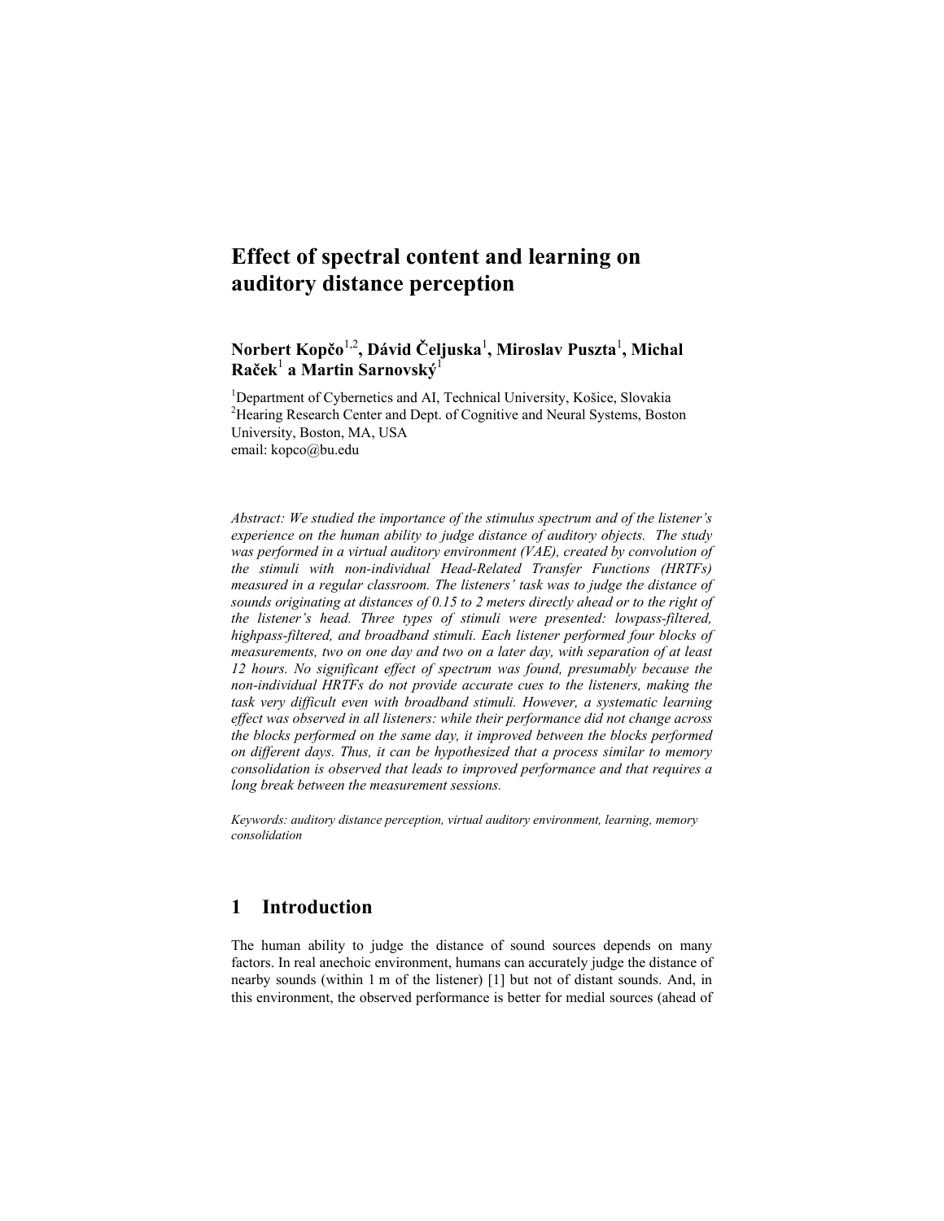# Effect of spectral content and learning on auditory distance perception

**Norbert Kopčo**[1,2], **Dávid Čeljuska**[1], **Miroslav Puszta**[1], **Michal Raček**[1] **a Martin Sarnovský**[1]

[1]Department of Cybernetics and AI, Technical University, Košice, Slovakia
[2]Hearing Research Center and Dept. of Cognitive and Neural Systems, Boston University, Boston, MA, USA
email: kopco@bu.edu

*Abstract: We studied the importance of the stimulus spectrum and of the listener's experience on the human ability to judge distance of auditory objects. The study was performed in a virtual auditory environment (VAE), created by convolution of the stimuli with non-individual Head-Related Transfer Functions (HRTFs) measured in a regular classroom. The listeners' task was to judge the distance of sounds originating at distances of 0.15 to 2 meters directly ahead or to the right of the listener's head. Three types of stimuli were presented: lowpass-filtered, highpass-filtered, and broadband stimuli. Each listener performed four blocks of measurements, two on one day and two on a later day, with separation of at least 12 hours. No significant effect of spectrum was found, presumably because the non-individual HRTFs do not provide accurate cues to the listeners, making the task very difficult even with broadband stimuli. However, a systematic learning effect was observed in all listeners: while their performance did not change across the blocks performed on the same day, it improved between the blocks performed on different days. Thus, it can be hypothesized that a process similar to memory consolidation is observed that leads to improved performance and that requires a long break between the measurement sessions.*

*Keywords: auditory distance perception, virtual auditory environment, learning, memory consolidation*

## 1 Introduction

The human ability to judge the distance of sound sources depends on many factors. In real anechoic environment, humans can accurately judge the distance of nearby sounds (within 1 m of the listener) [1] but not of distant sounds. And, in this environment, the observed performance is better for medial sources (ahead of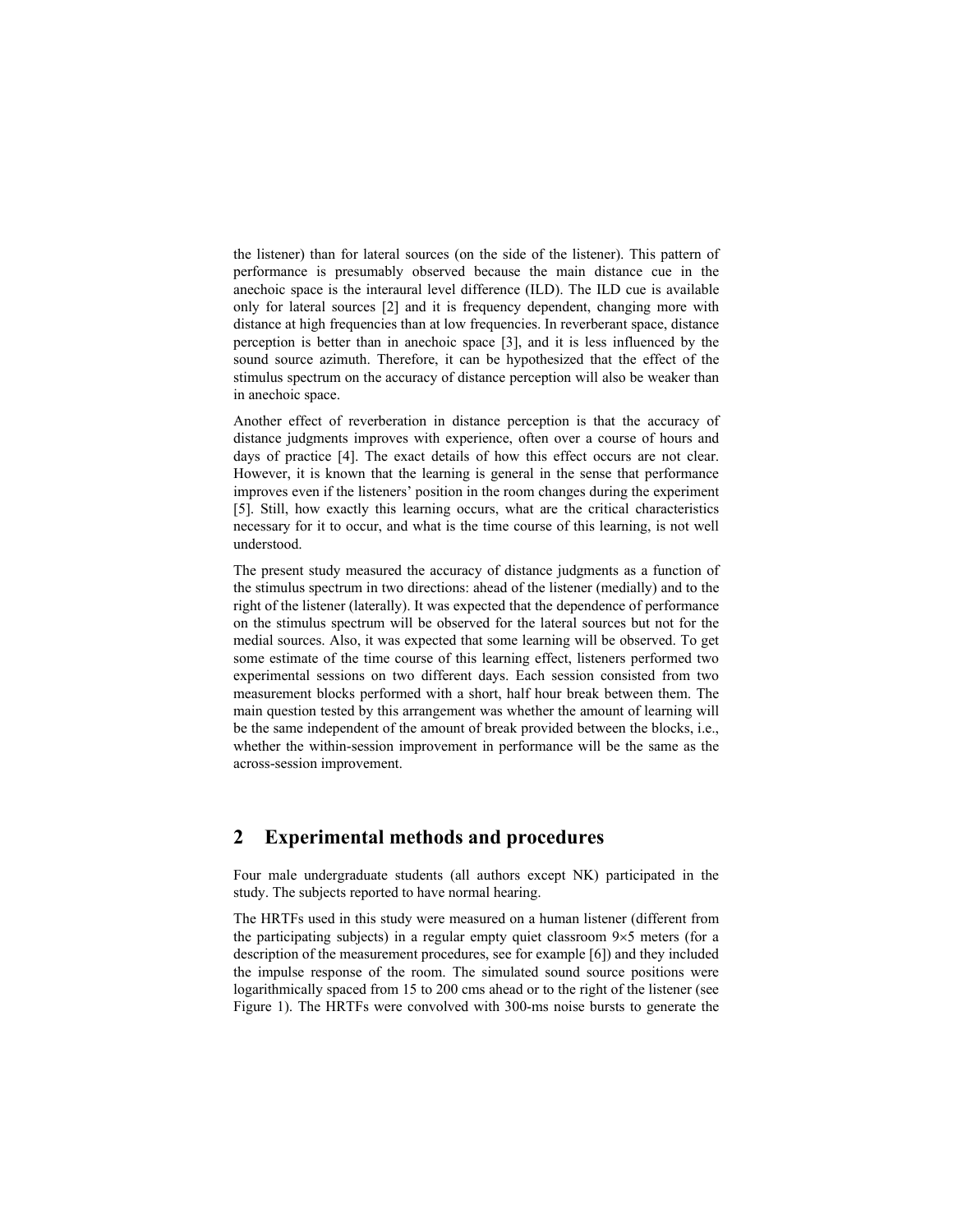the listener) than for lateral sources (on the side of the listener). This pattern of performance is presumably observed because the main distance cue in the anechoic space is the interaural level difference (ILD). The ILD cue is available only for lateral sources [2] and it is frequency dependent, changing more with distance at high frequencies than at low frequencies. In reverberant space, distance perception is better than in anechoic space [3], and it is less influenced by the sound source azimuth. Therefore, it can be hypothesized that the effect of the stimulus spectrum on the accuracy of distance perception will also be weaker than in anechoic space.

Another effect of reverberation in distance perception is that the accuracy of distance judgments improves with experience, often over a course of hours and days of practice [4]. The exact details of how this effect occurs are not clear. However, it is known that the learning is general in the sense that performance improves even if the listeners' position in the room changes during the experiment [5]. Still, how exactly this learning occurs, what are the critical characteristics necessary for it to occur, and what is the time course of this learning, is not well understood.

The present study measured the accuracy of distance judgments as a function of the stimulus spectrum in two directions: ahead of the listener (medially) and to the right of the listener (laterally). It was expected that the dependence of performance on the stimulus spectrum will be observed for the lateral sources but not for the medial sources. Also, it was expected that some learning will be observed. To get some estimate of the time course of this learning effect, listeners performed two experimental sessions on two different days. Each session consisted from two measurement blocks performed with a short, half hour break between them. The main question tested by this arrangement was whether the amount of learning will be the same independent of the amount of break provided between the blocks, i.e., whether the within-session improvement in performance will be the same as the across-session improvement.

## 2 Experimental methods and procedures

Four male undergraduate students (all authors except NK) participated in the study. The subjects reported to have normal hearing.

The HRTFs used in this study were measured on a human listener (different from the participating subjects) in a regular empty quiet classroom 9×5 meters (for a description of the measurement procedures, see for example [6]) and they included the impulse response of the room. The simulated sound source positions were logarithmically spaced from 15 to 200 cms ahead or to the right of the listener (see Figure 1). The HRTFs were convolved with 300-ms noise bursts to generate the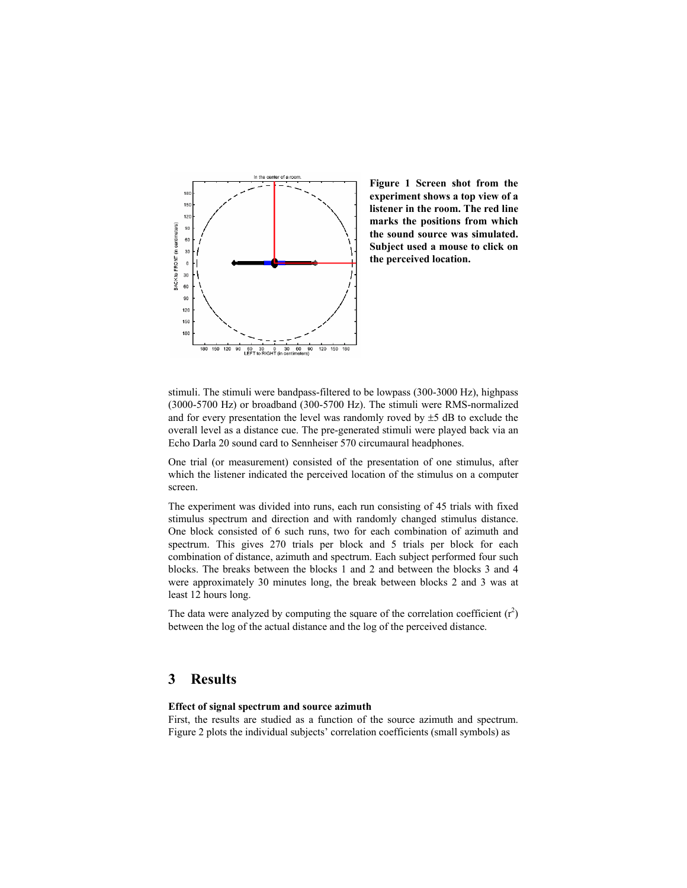**Figure 1 Screen shot from the experiment shows a top view of a listener in the room. The red line marks the positions from which the sound source was simulated. Subject used a mouse to click on the perceived location.**

stimuli. The stimuli were bandpass-filtered to be lowpass (300-3000 Hz), highpass (3000-5700 Hz) or broadband (300-5700 Hz). The stimuli were RMS-normalized and for every presentation the level was randomly roved by ±5 dB to exclude the overall level as a distance cue. The pre-generated stimuli were played back via an Echo Darla 20 sound card to Sennheiser 570 circumaural headphones.

One trial (or measurement) consisted of the presentation of one stimulus, after which the listener indicated the perceived location of the stimulus on a computer screen.

The experiment was divided into runs, each run consisting of 45 trials with fixed stimulus spectrum and direction and with randomly changed stimulus distance. One block consisted of 6 such runs, two for each combination of azimuth and spectrum. This gives 270 trials per block and 5 trials per block for each combination of distance, azimuth and spectrum. Each subject performed four such blocks. The breaks between the blocks 1 and 2 and between the blocks 3 and 4 were approximately 30 minutes long, the break between blocks 2 and 3 was at least 12 hours long.

The data were analyzed by computing the square of the correlation coefficient ($r^2$) between the log of the actual distance and the log of the perceived distance.

## 3 Results

**Effect of signal spectrum and source azimuth**

First, the results are studied as a function of the source azimuth and spectrum. Figure 2 plots the individual subjects' correlation coefficients (small symbols) as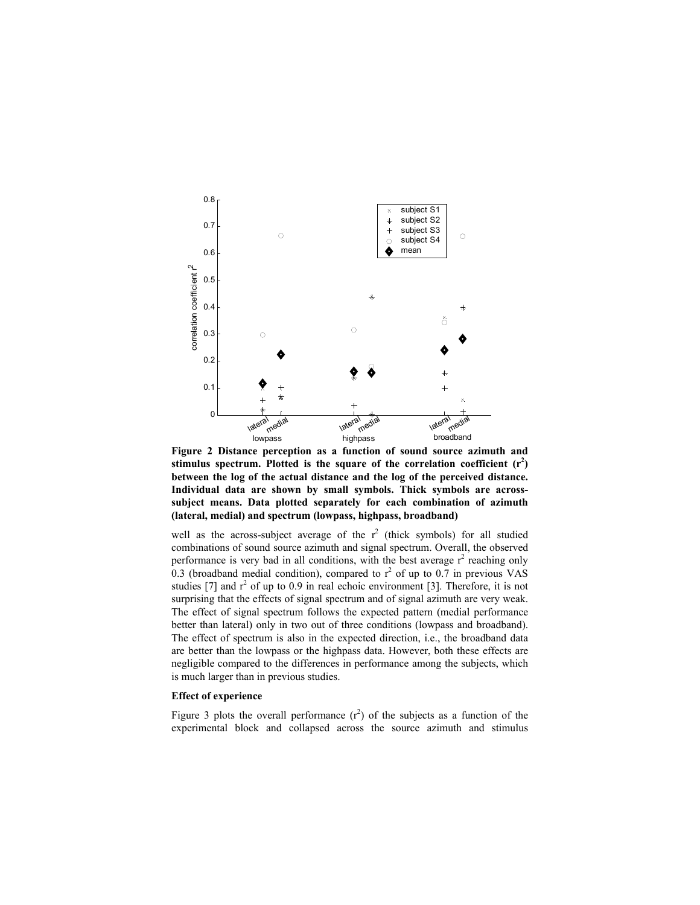**Figure 2 Distance perception as a function of sound source azimuth and stimulus spectrum. Plotted is the square of the correlation coefficient ($r^2$) between the log of the actual distance and the log of the perceived distance. Individual data are shown by small symbols. Thick symbols are across-subject means. Data plotted separately for each combination of azimuth (lateral, medial) and spectrum (lowpass, highpass, broadband)**

well as the across-subject average of the $r^2$ (thick symbols) for all studied combinations of sound source azimuth and signal spectrum. Overall, the observed performance is very bad in all conditions, with the best average $r^2$ reaching only 0.3 (broadband medial condition), compared to $r^2$ of up to 0.7 in previous VAS studies [7] and $r^2$ of up to 0.9 in real echoic environment [3]. Therefore, it is not surprising that the effects of signal spectrum and of signal azimuth are very weak. The effect of signal spectrum follows the expected pattern (medial performance better than lateral) only in two out of three conditions (lowpass and broadband). The effect of spectrum is also in the expected direction, i.e., the broadband data are better than the lowpass or the highpass data. However, both these effects are negligible compared to the differences in performance among the subjects, which is much larger than in previous studies.

### Effect of experience

Figure 3 plots the overall performance ($r^2$) of the subjects as a function of the experimental block and collapsed across the source azimuth and stimulus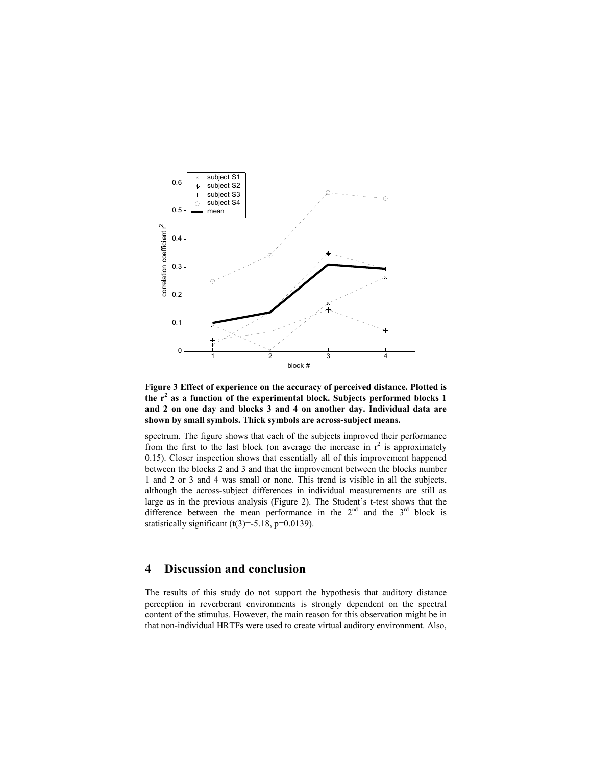**Figure 3 Effect of experience on the accuracy of perceived distance. Plotted is the $r^2$ as a function of the experimental block. Subjects performed blocks 1 and 2 on one day and blocks 3 and 4 on another day. Individual data are shown by small symbols. Thick symbols are across-subject means.**

spectrum. The figure shows that each of the subjects improved their performance from the first to the last block (on average the increase in $r^2$ is approximately 0.15). Closer inspection shows that essentially all of this improvement happened between the blocks 2 and 3 and that the improvement between the blocks number 1 and 2 or 3 and 4 was small or none. This trend is visible in all the subjects, although the across-subject differences in individual measurements are still as large as in the previous analysis (Figure 2). The Student's t-test shows that the difference between the mean performance in the 2nd and the 3rd block is statistically significant ($t(3)=-5.18$, $p=0.0139$).

## 4 Discussion and conclusion

The results of this study do not support the hypothesis that auditory distance perception in reverberant environments is strongly dependent on the spectral content of the stimulus. However, the main reason for this observation might be in that non-individual HRTFs were used to create virtual auditory environment. Also,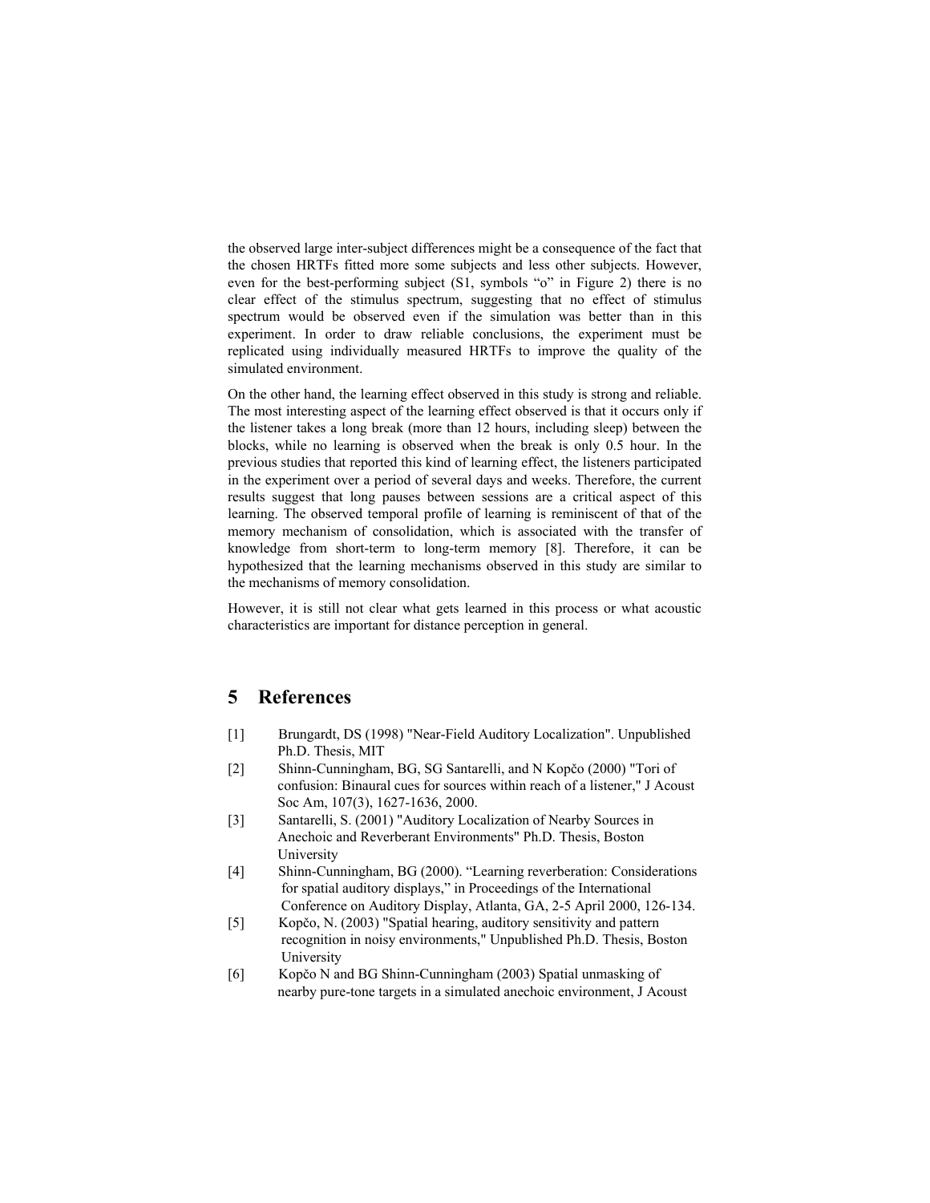the observed large inter-subject differences might be a consequence of the fact that the chosen HRTFs fitted more some subjects and less other subjects. However, even for the best-performing subject (S1, symbols "o" in Figure 2) there is no clear effect of the stimulus spectrum, suggesting that no effect of stimulus spectrum would be observed even if the simulation was better than in this experiment. In order to draw reliable conclusions, the experiment must be replicated using individually measured HRTFs to improve the quality of the simulated environment.

On the other hand, the learning effect observed in this study is strong and reliable. The most interesting aspect of the learning effect observed is that it occurs only if the listener takes a long break (more than 12 hours, including sleep) between the blocks, while no learning is observed when the break is only 0.5 hour. In the previous studies that reported this kind of learning effect, the listeners participated in the experiment over a period of several days and weeks. Therefore, the current results suggest that long pauses between sessions are a critical aspect of this learning. The observed temporal profile of learning is reminiscent of that of the memory mechanism of consolidation, which is associated with the transfer of knowledge from short-term to long-term memory [8]. Therefore, it can be hypothesized that the learning mechanisms observed in this study are similar to the mechanisms of memory consolidation.

However, it is still not clear what gets learned in this process or what acoustic characteristics are important for distance perception in general.

# 5 References

[1] Brungardt, DS (1998) "Near-Field Auditory Localization". Unpublished Ph.D. Thesis, MIT

[2] Shinn-Cunningham, BG, SG Santarelli, and N Kopčo (2000) "Tori of confusion: Binaural cues for sources within reach of a listener," J Acoust Soc Am, 107(3), 1627-1636, 2000.

[3] Santarelli, S. (2001) "Auditory Localization of Nearby Sources in Anechoic and Reverberant Environments" Ph.D. Thesis, Boston University

[4] Shinn-Cunningham, BG (2000). "Learning reverberation: Considerations for spatial auditory displays," in Proceedings of the International Conference on Auditory Display, Atlanta, GA, 2-5 April 2000, 126-134.

[5] Kopčo, N. (2003) "Spatial hearing, auditory sensitivity and pattern recognition in noisy environments," Unpublished Ph.D. Thesis, Boston University

[6] Kopčo N and BG Shinn-Cunningham (2003) Spatial unmasking of nearby pure-tone targets in a simulated anechoic environment, J Acoust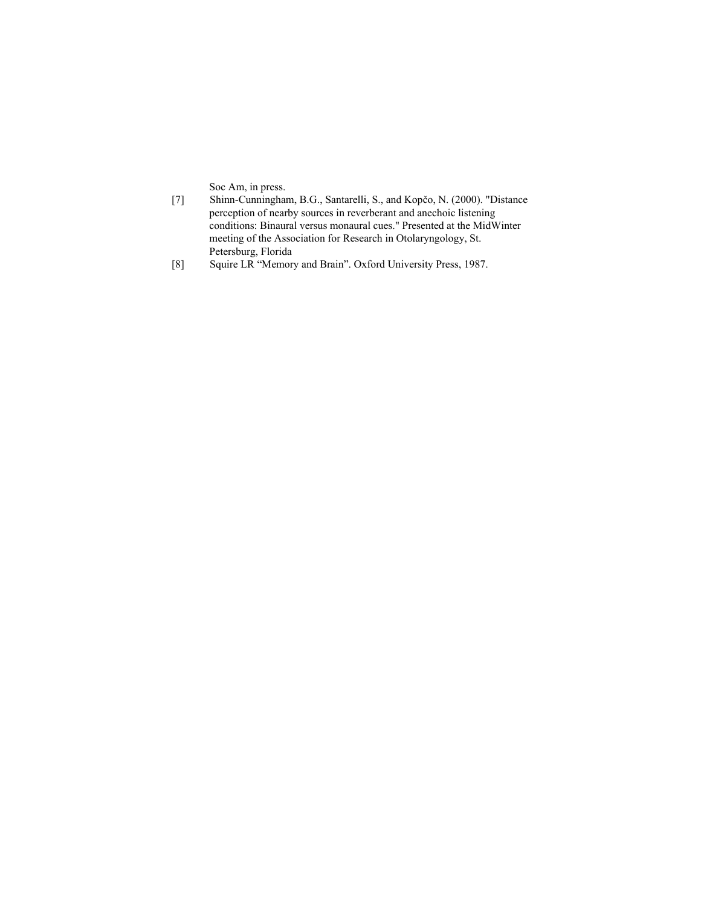Soc Am, in press.

[7] Shinn-Cunningham, B.G., Santarelli, S., and Kopčo, N. (2000). "Distance perception of nearby sources in reverberant and anechoic listening conditions: Binaural versus monaural cues." Presented at the MidWinter meeting of the Association for Research in Otolaryngology, St. Petersburg, Florida

[8] Squire LR "Memory and Brain". Oxford University Press, 1987.